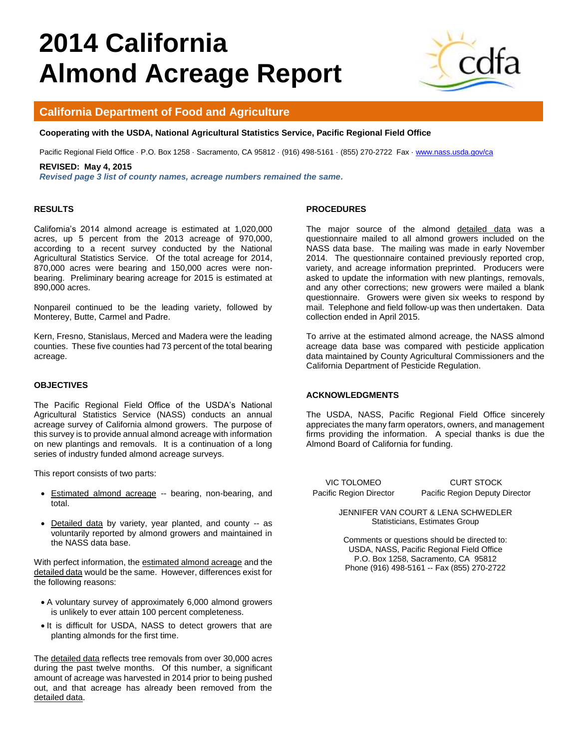# 2014 California Almond Acreage Report

## California Department of Food and Agriculture

**Cooperating with the USDA, National Agricultural Statistics Service, Pacific Regional Field Office**

Pacific Regional Field Office · P.O. Box 1258 · Sacramento, CA 95812 · (916) 498-5161 · (855) 270-2722 Fax · www.nass.usda.gov/ca

**REVISED: May 4, 2015**
***Revised page 3 list of county names, acreage numbers remained the same.***

### RESULTS

California's 2014 almond acreage is estimated at 1,020,000 acres, up 5 percent from the 2013 acreage of 970,000, according to a recent survey conducted by the National Agricultural Statistics Service. Of the total acreage for 2014, 870,000 acres were bearing and 150,000 acres were non-bearing. Preliminary bearing acreage for 2015 is estimated at 890,000 acres.

Nonpareil continued to be the leading variety, followed by Monterey, Butte, Carmel and Padre.

Kern, Fresno, Stanislaus, Merced and Madera were the leading counties. These five counties had 73 percent of the total bearing acreage.

### OBJECTIVES

The Pacific Regional Field Office of the USDA's National Agricultural Statistics Service (NASS) conducts an annual acreage survey of California almond growers. The purpose of this survey is to provide annual almond acreage with information on new plantings and removals. It is a continuation of a long series of industry funded almond acreage surveys.

This report consists of two parts:

- Estimated almond acreage -- bearing, non-bearing, and total.
- Detailed data by variety, year planted, and county -- as voluntarily reported by almond growers and maintained in the NASS data base.

With perfect information, the estimated almond acreage and the detailed data would be the same. However, differences exist for the following reasons:

- A voluntary survey of approximately 6,000 almond growers is unlikely to ever attain 100 percent completeness.
- It is difficult for USDA, NASS to detect growers that are planting almonds for the first time.

The detailed data reflects tree removals from over 30,000 acres during the past twelve months. Of this number, a significant amount of acreage was harvested in 2014 prior to being pushed out, and that acreage has already been removed from the detailed data.

### PROCEDURES

The major source of the almond detailed data was a questionnaire mailed to all almond growers included on the NASS data base. The mailing was made in early November 2014. The questionnaire contained previously reported crop, variety, and acreage information preprinted. Producers were asked to update the information with new plantings, removals, and any other corrections; new growers were mailed a blank questionnaire. Growers were given six weeks to respond by mail. Telephone and field follow-up was then undertaken. Data collection ended in April 2015.

To arrive at the estimated almond acreage, the NASS almond acreage data base was compared with pesticide application data maintained by County Agricultural Commissioners and the California Department of Pesticide Regulation.

### ACKNOWLEDGMENTS

The USDA, NASS, Pacific Regional Field Office sincerely appreciates the many farm operators, owners, and management firms providing the information. A special thanks is due the Almond Board of California for funding.

VIC TOLOMEO
Pacific Region Director

CURT STOCK
Pacific Region Deputy Director

JENNIFER VAN COURT & LENA SCHWEDLER
Statisticians, Estimates Group

Comments or questions should be directed to:
USDA, NASS, Pacific Regional Field Office
P.O. Box 1258, Sacramento, CA 95812
Phone (916) 498-5161 -- Fax (855) 270-2722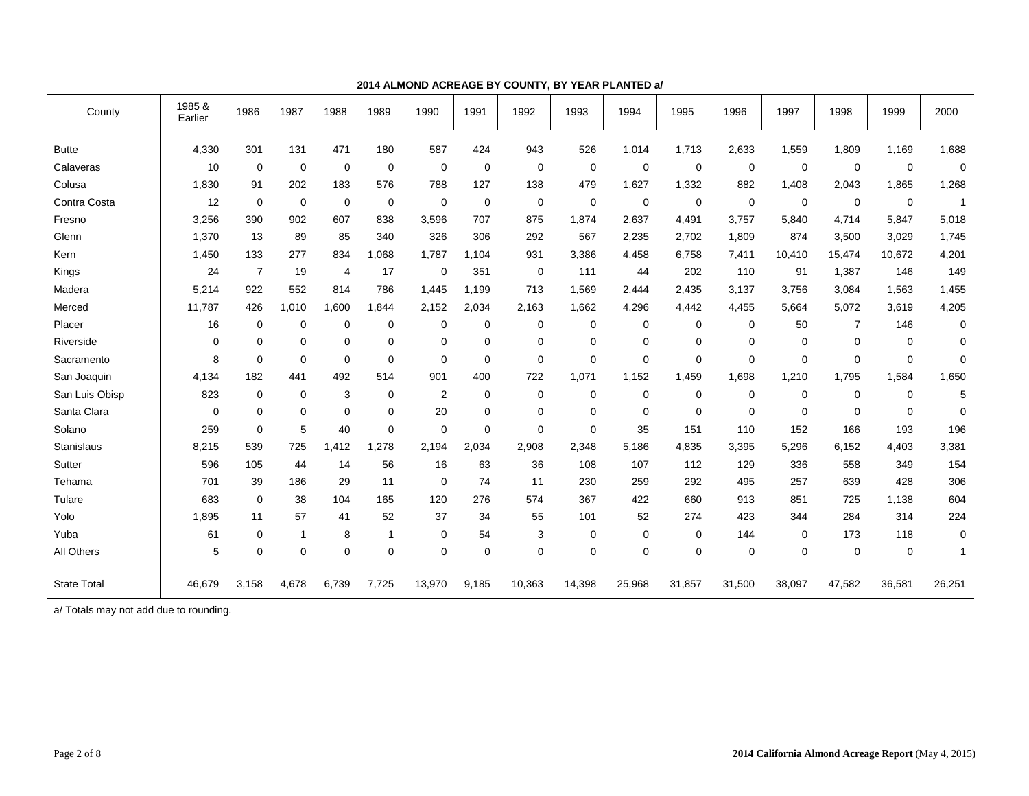**2014 ALMOND ACREAGE BY COUNTY, BY YEAR PLANTED a/**

| County | 1985 & Earlier | 1986 | 1987 | 1988 | 1989 | 1990 | 1991 | 1992 | 1993 | 1994 | 1995 | 1996 | 1997 | 1998 | 1999 | 2000 |
|---|---|---|---|---|---|---|---|---|---|---|---|---|---|---|---|---|
| Butte | 4,330 | 301 | 131 | 471 | 180 | 587 | 424 | 943 | 526 | 1,014 | 1,713 | 2,633 | 1,559 | 1,809 | 1,169 | 1,688 |
| Calaveras | 10 | 0 | 0 | 0 | 0 | 0 | 0 | 0 | 0 | 0 | 0 | 0 | 0 | 0 | 0 | 0 |
| Colusa | 1,830 | 91 | 202 | 183 | 576 | 788 | 127 | 138 | 479 | 1,627 | 1,332 | 882 | 1,408 | 2,043 | 1,865 | 1,268 |
| Contra Costa | 12 | 0 | 0 | 0 | 0 | 0 | 0 | 0 | 0 | 0 | 0 | 0 | 0 | 0 | 0 | 1 |
| Fresno | 3,256 | 390 | 902 | 607 | 838 | 3,596 | 707 | 875 | 1,874 | 2,637 | 4,491 | 3,757 | 5,840 | 4,714 | 5,847 | 5,018 |
| Glenn | 1,370 | 13 | 89 | 85 | 340 | 326 | 306 | 292 | 567 | 2,235 | 2,702 | 1,809 | 874 | 3,500 | 3,029 | 1,745 |
| Kern | 1,450 | 133 | 277 | 834 | 1,068 | 1,787 | 1,104 | 931 | 3,386 | 4,458 | 6,758 | 7,411 | 10,410 | 15,474 | 10,672 | 4,201 |
| Kings | 24 | 7 | 19 | 4 | 17 | 0 | 351 | 0 | 111 | 44 | 202 | 110 | 91 | 1,387 | 146 | 149 |
| Madera | 5,214 | 922 | 552 | 814 | 786 | 1,445 | 1,199 | 713 | 1,569 | 2,444 | 2,435 | 3,137 | 3,756 | 3,084 | 1,563 | 1,455 |
| Merced | 11,787 | 426 | 1,010 | 1,600 | 1,844 | 2,152 | 2,034 | 2,163 | 1,662 | 4,296 | 4,442 | 4,455 | 5,664 | 5,072 | 3,619 | 4,205 |
| Placer | 16 | 0 | 0 | 0 | 0 | 0 | 0 | 0 | 0 | 0 | 0 | 0 | 50 | 7 | 146 | 0 |
| Riverside | 0 | 0 | 0 | 0 | 0 | 0 | 0 | 0 | 0 | 0 | 0 | 0 | 0 | 0 | 0 | 0 |
| Sacramento | 8 | 0 | 0 | 0 | 0 | 0 | 0 | 0 | 0 | 0 | 0 | 0 | 0 | 0 | 0 | 0 |
| San Joaquin | 4,134 | 182 | 441 | 492 | 514 | 901 | 400 | 722 | 1,071 | 1,152 | 1,459 | 1,698 | 1,210 | 1,795 | 1,584 | 1,650 |
| San Luis Obisp | 823 | 0 | 0 | 3 | 0 | 2 | 0 | 0 | 0 | 0 | 0 | 0 | 0 | 0 | 0 | 5 |
| Santa Clara | 0 | 0 | 0 | 0 | 0 | 20 | 0 | 0 | 0 | 0 | 0 | 0 | 0 | 0 | 0 | 0 |
| Solano | 259 | 0 | 5 | 40 | 0 | 0 | 0 | 0 | 0 | 35 | 151 | 110 | 152 | 166 | 193 | 196 |
| Stanislaus | 8,215 | 539 | 725 | 1,412 | 1,278 | 2,194 | 2,034 | 2,908 | 2,348 | 5,186 | 4,835 | 3,395 | 5,296 | 6,152 | 4,403 | 3,381 |
| Sutter | 596 | 105 | 44 | 14 | 56 | 16 | 63 | 36 | 108 | 107 | 112 | 129 | 336 | 558 | 349 | 154 |
| Tehama | 701 | 39 | 186 | 29 | 11 | 0 | 74 | 11 | 230 | 259 | 292 | 495 | 257 | 639 | 428 | 306 |
| Tulare | 683 | 0 | 38 | 104 | 165 | 120 | 276 | 574 | 367 | 422 | 660 | 913 | 851 | 725 | 1,138 | 604 |
| Yolo | 1,895 | 11 | 57 | 41 | 52 | 37 | 34 | 55 | 101 | 52 | 274 | 423 | 344 | 284 | 314 | 224 |
| Yuba | 61 | 0 | 1 | 8 | 1 | 0 | 54 | 3 | 0 | 0 | 0 | 144 | 0 | 173 | 118 | 0 |
| All Others | 5 | 0 | 0 | 0 | 0 | 0 | 0 | 0 | 0 | 0 | 0 | 0 | 0 | 0 | 0 | 1 |
| State Total | 46,679 | 3,158 | 4,678 | 6,739 | 7,725 | 13,970 | 9,185 | 10,363 | 14,398 | 25,968 | 31,857 | 31,500 | 38,097 | 47,582 | 36,581 | 26,251 |

a/ Totals may not add due to rounding.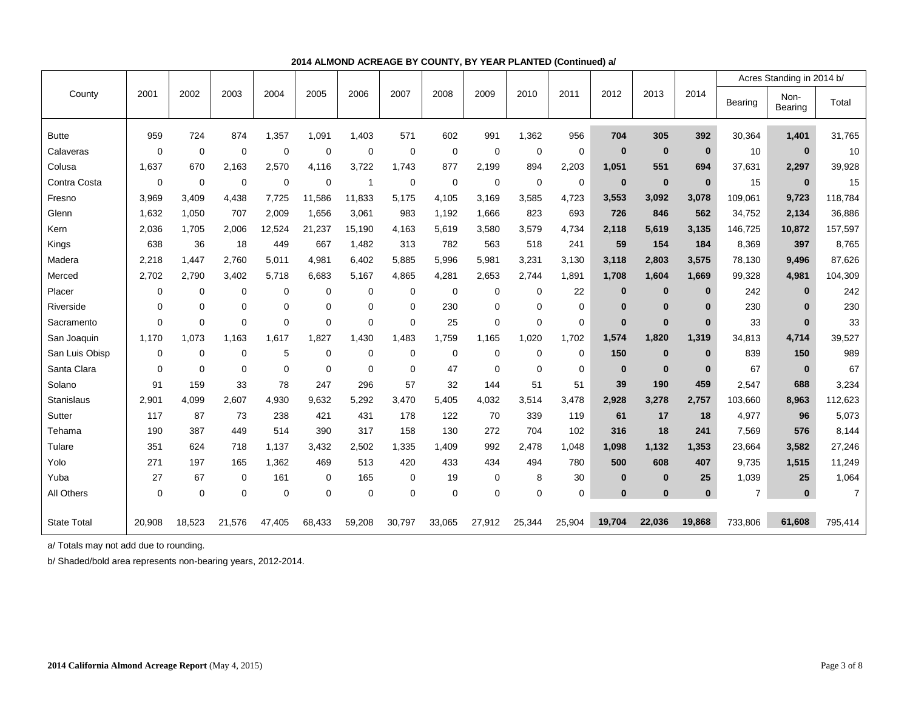**2014 ALMOND ACREAGE BY COUNTY, BY YEAR PLANTED (Continued) a/**

| County | 2001 | 2002 | 2003 | 2004 | 2005 | 2006 | 2007 | 2008 | 2009 | 2010 | 2011 | 2012 | 2013 | 2014 | Acres Standing in 2014 b/ | | |
|---|---|---|---|---|---|---|---|---|---|---|---|---|---|---|---|---|---|
| | | | | | | | | | | | | | | | Bearing | Non-Bearing | Total |
| Butte | 959 | 724 | 874 | 1,357 | 1,091 | 1,403 | 571 | 602 | 991 | 1,362 | 956 | **704** | **305** | **392** | 30,364 | **1,401** | 31,765 |
| Calaveras | 0 | 0 | 0 | 0 | 0 | 0 | 0 | 0 | 0 | 0 | 0 | **0** | **0** | **0** | 10 | **0** | 10 |
| Colusa | 1,637 | 670 | 2,163 | 2,570 | 4,116 | 3,722 | 1,743 | 877 | 2,199 | 894 | 2,203 | **1,051** | **551** | **694** | 37,631 | **2,297** | 39,928 |
| Contra Costa | 0 | 0 | 0 | 0 | 0 | 1 | 0 | 0 | 0 | 0 | 0 | **0** | **0** | **0** | 15 | **0** | 15 |
| Fresno | 3,969 | 3,409 | 4,438 | 7,725 | 11,586 | 11,833 | 5,175 | 4,105 | 3,169 | 3,585 | 4,723 | **3,553** | **3,092** | **3,078** | 109,061 | **9,723** | 118,784 |
| Glenn | 1,632 | 1,050 | 707 | 2,009 | 1,656 | 3,061 | 983 | 1,192 | 1,666 | 823 | 693 | **726** | **846** | **562** | 34,752 | **2,134** | 36,886 |
| Kern | 2,036 | 1,705 | 2,006 | 12,524 | 21,237 | 15,190 | 4,163 | 5,619 | 3,580 | 3,579 | 4,734 | **2,118** | **5,619** | **3,135** | 146,725 | **10,872** | 157,597 |
| Kings | 638 | 36 | 18 | 449 | 667 | 1,482 | 313 | 782 | 563 | 518 | 241 | **59** | **154** | **184** | 8,369 | **397** | 8,765 |
| Madera | 2,218 | 1,447 | 2,760 | 5,011 | 4,981 | 6,402 | 5,885 | 5,996 | 5,981 | 3,231 | 3,130 | **3,118** | **2,803** | **3,575** | 78,130 | **9,496** | 87,626 |
| Merced | 2,702 | 2,790 | 3,402 | 5,718 | 6,683 | 5,167 | 4,865 | 4,281 | 2,653 | 2,744 | 1,891 | **1,708** | **1,604** | **1,669** | 99,328 | **4,981** | 104,309 |
| Placer | 0 | 0 | 0 | 0 | 0 | 0 | 0 | 0 | 0 | 0 | 22 | **0** | **0** | **0** | 242 | **0** | 242 |
| Riverside | 0 | 0 | 0 | 0 | 0 | 0 | 0 | 230 | 0 | 0 | 0 | **0** | **0** | **0** | 230 | **0** | 230 |
| Sacramento | 0 | 0 | 0 | 0 | 0 | 0 | 0 | 25 | 0 | 0 | 0 | **0** | **0** | **0** | 33 | **0** | 33 |
| San Joaquin | 1,170 | 1,073 | 1,163 | 1,617 | 1,827 | 1,430 | 1,483 | 1,759 | 1,165 | 1,020 | 1,702 | **1,574** | **1,820** | **1,319** | 34,813 | **4,714** | 39,527 |
| San Luis Obisp | 0 | 0 | 0 | 5 | 0 | 0 | 0 | 0 | 0 | 0 | 0 | **150** | **0** | **0** | 839 | **150** | 989 |
| Santa Clara | 0 | 0 | 0 | 0 | 0 | 0 | 0 | 47 | 0 | 0 | 0 | **0** | **0** | **0** | 67 | **0** | 67 |
| Solano | 91 | 159 | 33 | 78 | 247 | 296 | 57 | 32 | 144 | 51 | 51 | **39** | **190** | **459** | 2,547 | **688** | 3,234 |
| Stanislaus | 2,901 | 4,099 | 2,607 | 4,930 | 9,632 | 5,292 | 3,470 | 5,405 | 4,032 | 3,514 | 3,478 | **2,928** | **3,278** | **2,757** | 103,660 | **8,963** | 112,623 |
| Sutter | 117 | 87 | 73 | 238 | 421 | 431 | 178 | 122 | 70 | 339 | 119 | **61** | **17** | **18** | 4,977 | **96** | 5,073 |
| Tehama | 190 | 387 | 449 | 514 | 390 | 317 | 158 | 130 | 272 | 704 | 102 | **316** | **18** | **241** | 7,569 | **576** | 8,144 |
| Tulare | 351 | 624 | 718 | 1,137 | 3,432 | 2,502 | 1,335 | 1,409 | 992 | 2,478 | 1,048 | **1,098** | **1,132** | **1,353** | 23,664 | **3,582** | 27,246 |
| Yolo | 271 | 197 | 165 | 1,362 | 469 | 513 | 420 | 433 | 434 | 494 | 780 | **500** | **608** | **407** | 9,735 | **1,515** | 11,249 |
| Yuba | 27 | 67 | 0 | 161 | 0 | 165 | 0 | 19 | 0 | 8 | 30 | **0** | **0** | **25** | 1,039 | **25** | 1,064 |
| All Others | 0 | 0 | 0 | 0 | 0 | 0 | 0 | 0 | 0 | 0 | 0 | **0** | **0** | **0** | 7 | **0** | 7 |
| State Total | 20,908 | 18,523 | 21,576 | 47,405 | 68,433 | 59,208 | 30,797 | 33,065 | 27,912 | 25,344 | 25,904 | **19,704** | **22,036** | **19,868** | 733,806 | **61,608** | 795,414 |

a/ Totals may not add due to rounding.

b/ Shaded/bold area represents non-bearing years, 2012-2014.

**2014 California Almond Acreage Report** (May 4, 2015)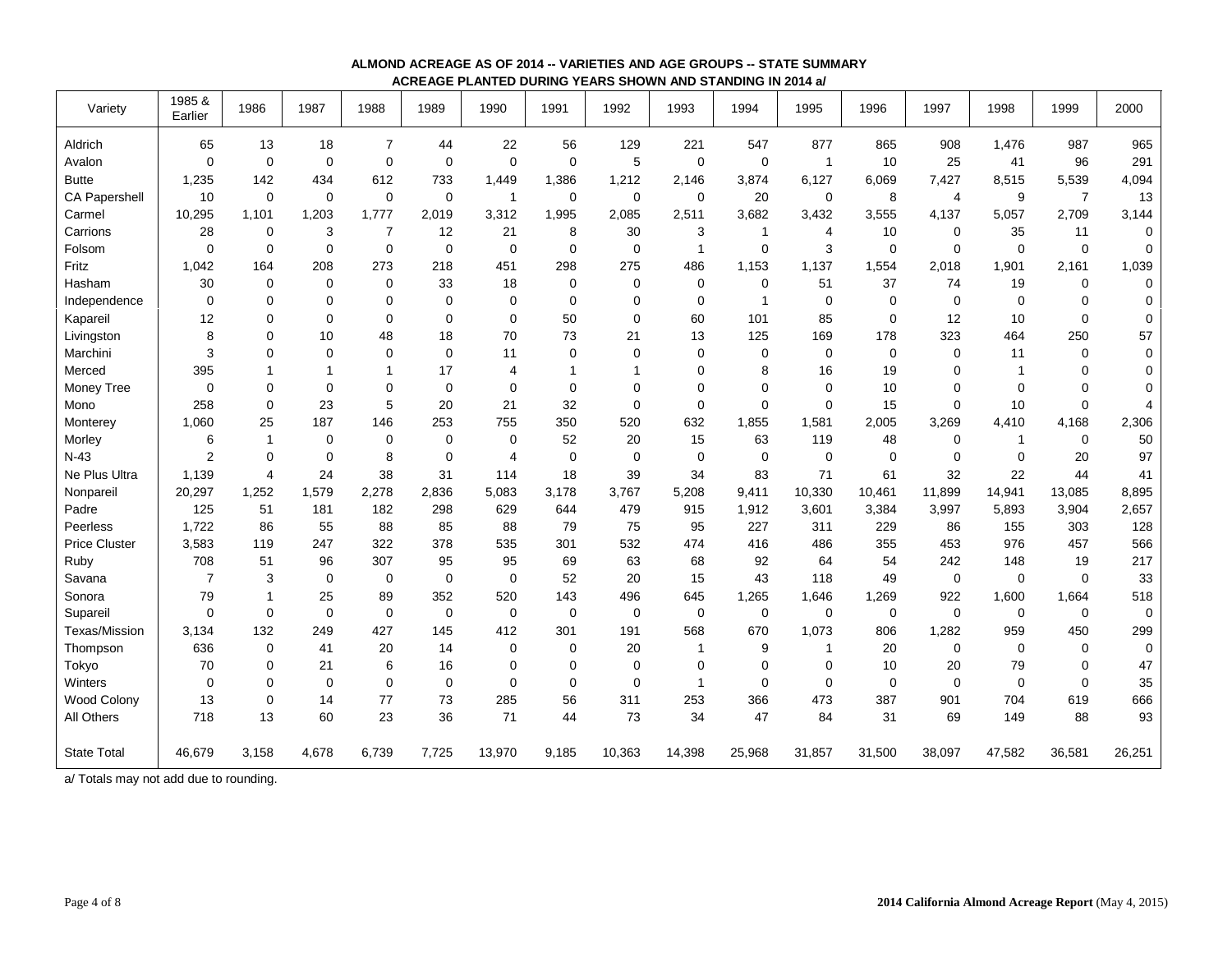**ALMOND ACREAGE AS OF 2014 -- VARIETIES AND AGE GROUPS -- STATE SUMMARY**
**ACREAGE PLANTED DURING YEARS SHOWN AND STANDING IN 2014 a/**

| Variety | 1985 & Earlier | 1986 | 1987 | 1988 | 1989 | 1990 | 1991 | 1992 | 1993 | 1994 | 1995 | 1996 | 1997 | 1998 | 1999 | 2000 |
|---|---|---|---|---|---|---|---|---|---|---|---|---|---|---|---|---|
| Aldrich | 65 | 13 | 18 | 7 | 44 | 22 | 56 | 129 | 221 | 547 | 877 | 865 | 908 | 1,476 | 987 | 965 |
| Avalon | 0 | 0 | 0 | 0 | 0 | 0 | 0 | 5 | 0 | 0 | 1 | 10 | 25 | 41 | 96 | 291 |
| Butte | 1,235 | 142 | 434 | 612 | 733 | 1,449 | 1,386 | 1,212 | 2,146 | 3,874 | 6,127 | 6,069 | 7,427 | 8,515 | 5,539 | 4,094 |
| CA Papershell | 10 | 0 | 0 | 0 | 0 | 1 | 0 | 0 | 0 | 20 | 0 | 8 | 4 | 9 | 7 | 13 |
| Carmel | 10,295 | 1,101 | 1,203 | 1,777 | 2,019 | 3,312 | 1,995 | 2,085 | 2,511 | 3,682 | 3,432 | 3,555 | 4,137 | 5,057 | 2,709 | 3,144 |
| Carrions | 28 | 0 | 3 | 7 | 12 | 21 | 8 | 30 | 3 | 1 | 4 | 10 | 0 | 35 | 11 | 0 |
| Folsom | 0 | 0 | 0 | 0 | 0 | 0 | 0 | 0 | 1 | 0 | 3 | 0 | 0 | 0 | 0 | 0 |
| Fritz | 1,042 | 164 | 208 | 273 | 218 | 451 | 298 | 275 | 486 | 1,153 | 1,137 | 1,554 | 2,018 | 1,901 | 2,161 | 1,039 |
| Hasham | 30 | 0 | 0 | 0 | 33 | 18 | 0 | 0 | 0 | 0 | 51 | 37 | 74 | 19 | 0 | 0 |
| Independence | 0 | 0 | 0 | 0 | 0 | 0 | 0 | 0 | 0 | 1 | 0 | 0 | 0 | 0 | 0 | 0 |
| Kapareil | 12 | 0 | 0 | 0 | 0 | 0 | 50 | 0 | 60 | 101 | 85 | 0 | 12 | 10 | 0 | 0 |
| Livingston | 8 | 0 | 10 | 48 | 18 | 70 | 73 | 21 | 13 | 125 | 169 | 178 | 323 | 464 | 250 | 57 |
| Marchini | 3 | 0 | 0 | 0 | 0 | 11 | 0 | 0 | 0 | 0 | 0 | 0 | 0 | 11 | 0 | 0 |
| Merced | 395 | 1 | 1 | 1 | 17 | 4 | 1 | 1 | 0 | 8 | 16 | 19 | 0 | 1 | 0 | 0 |
| Money Tree | 0 | 0 | 0 | 0 | 0 | 0 | 0 | 0 | 0 | 0 | 0 | 10 | 0 | 0 | 0 | 0 |
| Mono | 258 | 0 | 23 | 5 | 20 | 21 | 32 | 0 | 0 | 0 | 0 | 15 | 0 | 10 | 0 | 4 |
| Monterey | 1,060 | 25 | 187 | 146 | 253 | 755 | 350 | 520 | 632 | 1,855 | 1,581 | 2,005 | 3,269 | 4,410 | 4,168 | 2,306 |
| Morley | 6 | 1 | 0 | 0 | 0 | 0 | 52 | 20 | 15 | 63 | 119 | 48 | 0 | 1 | 0 | 50 |
| N-43 | 2 | 0 | 0 | 8 | 0 | 4 | 0 | 0 | 0 | 0 | 0 | 0 | 0 | 0 | 20 | 97 |
| Ne Plus Ultra | 1,139 | 4 | 24 | 38 | 31 | 114 | 18 | 39 | 34 | 83 | 71 | 61 | 32 | 22 | 44 | 41 |
| Nonpareil | 20,297 | 1,252 | 1,579 | 2,278 | 2,836 | 5,083 | 3,178 | 3,767 | 5,208 | 9,411 | 10,330 | 10,461 | 11,899 | 14,941 | 13,085 | 8,895 |
| Padre | 125 | 51 | 181 | 182 | 298 | 629 | 644 | 479 | 915 | 1,912 | 3,601 | 3,384 | 3,997 | 5,893 | 3,904 | 2,657 |
| Peerless | 1,722 | 86 | 55 | 88 | 85 | 88 | 79 | 75 | 95 | 227 | 311 | 229 | 86 | 155 | 303 | 128 |
| Price Cluster | 3,583 | 119 | 247 | 322 | 378 | 535 | 301 | 532 | 474 | 416 | 486 | 355 | 453 | 976 | 457 | 566 |
| Ruby | 708 | 51 | 96 | 307 | 95 | 95 | 69 | 63 | 68 | 92 | 64 | 54 | 242 | 148 | 19 | 217 |
| Savana | 7 | 3 | 0 | 0 | 0 | 0 | 52 | 20 | 15 | 43 | 118 | 49 | 0 | 0 | 0 | 33 |
| Sonora | 79 | 1 | 25 | 89 | 352 | 520 | 143 | 496 | 645 | 1,265 | 1,646 | 1,269 | 922 | 1,600 | 1,664 | 518 |
| Supareil | 0 | 0 | 0 | 0 | 0 | 0 | 0 | 0 | 0 | 0 | 0 | 0 | 0 | 0 | 0 | 0 |
| Texas/Mission | 3,134 | 132 | 249 | 427 | 145 | 412 | 301 | 191 | 568 | 670 | 1,073 | 806 | 1,282 | 959 | 450 | 299 |
| Thompson | 636 | 0 | 41 | 20 | 14 | 0 | 0 | 20 | 1 | 9 | 1 | 20 | 0 | 0 | 0 | 0 |
| Tokyo | 70 | 0 | 21 | 6 | 16 | 0 | 0 | 0 | 0 | 0 | 0 | 10 | 20 | 79 | 0 | 47 |
| Winters | 0 | 0 | 0 | 0 | 0 | 0 | 0 | 0 | 1 | 0 | 0 | 0 | 0 | 0 | 0 | 35 |
| Wood Colony | 13 | 0 | 14 | 77 | 73 | 285 | 56 | 311 | 253 | 366 | 473 | 387 | 901 | 704 | 619 | 666 |
| All Others | 718 | 13 | 60 | 23 | 36 | 71 | 44 | 73 | 34 | 47 | 84 | 31 | 69 | 149 | 88 | 93 |
| State Total | 46,679 | 3,158 | 4,678 | 6,739 | 7,725 | 13,970 | 9,185 | 10,363 | 14,398 | 25,968 | 31,857 | 31,500 | 38,097 | 47,582 | 36,581 | 26,251 |

a/ Totals may not add due to rounding.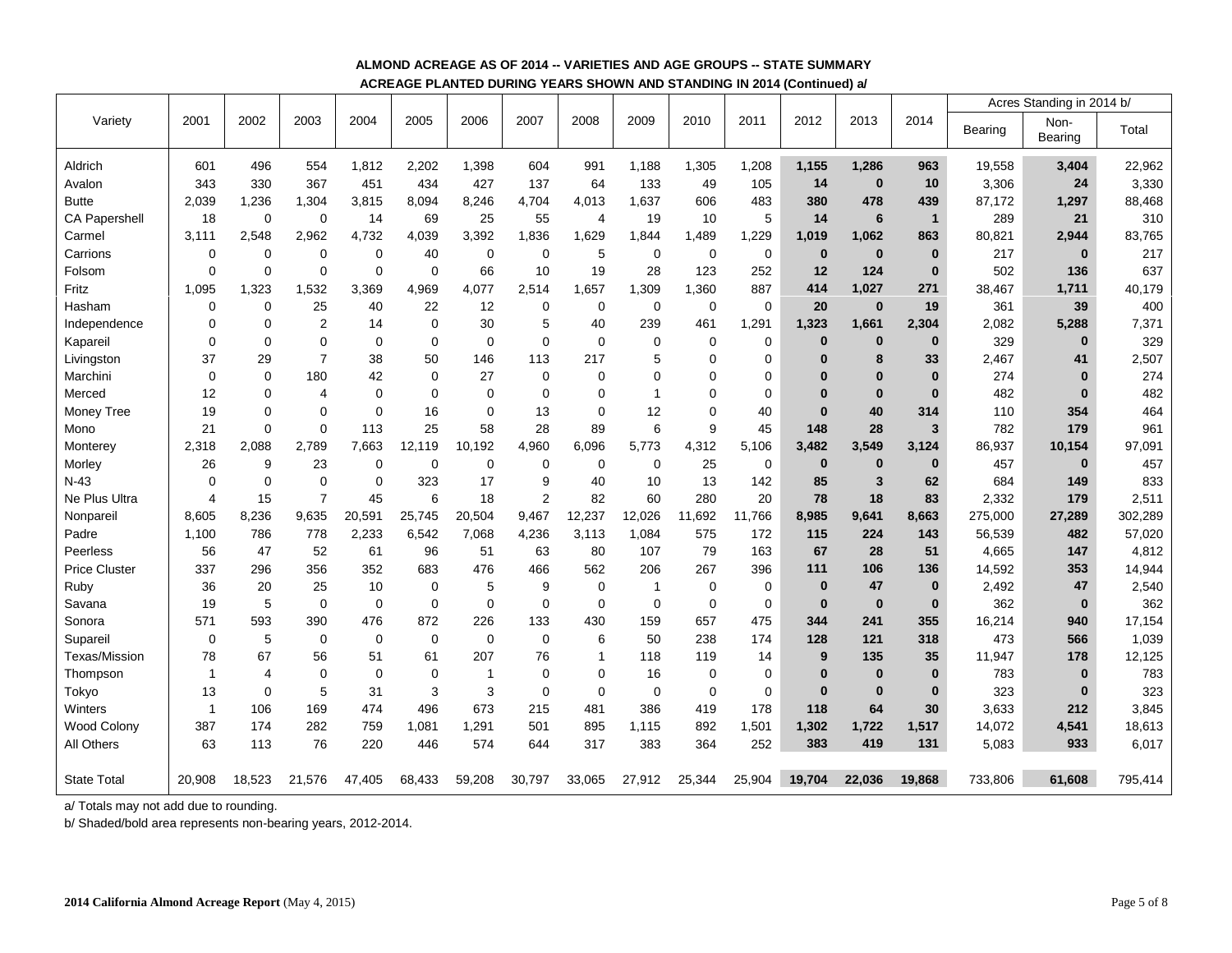**ALMOND ACREAGE AS OF 2014 -- VARIETIES AND AGE GROUPS -- STATE SUMMARY**

**ACREAGE PLANTED DURING YEARS SHOWN AND STANDING IN 2014 (Continued) a/**

| Variety | 2001 | 2002 | 2003 | 2004 | 2005 | 2006 | 2007 | 2008 | 2009 | 2010 | 2011 | 2012 | 2013 | 2014 | Acres Standing in 2014 b/ | | |
|---|---|---|---|---|---|---|---|---|---|---|---|---|---|---|---|---|---|
| | | | | | | | | | | | | | | | Bearing | Non-Bearing | Total |
| Aldrich | 601 | 496 | 554 | 1,812 | 2,202 | 1,398 | 604 | 991 | 1,188 | 1,305 | 1,208 | **1,155** | **1,286** | **963** | 19,558 | **3,404** | 22,962 |
| Avalon | 343 | 330 | 367 | 451 | 434 | 427 | 137 | 64 | 133 | 49 | 105 | **14** | **0** | **10** | 3,306 | **24** | 3,330 |
| Butte | 2,039 | 1,236 | 1,304 | 3,815 | 8,094 | 8,246 | 4,704 | 4,013 | 1,637 | 606 | 483 | **380** | **478** | **439** | 87,172 | **1,297** | 88,468 |
| CA Papershell | 18 | 0 | 0 | 14 | 69 | 25 | 55 | 4 | 19 | 10 | 5 | **14** | **6** | **1** | 289 | **21** | 310 |
| Carmel | 3,111 | 2,548 | 2,962 | 4,732 | 4,039 | 3,392 | 1,836 | 1,629 | 1,844 | 1,489 | 1,229 | **1,019** | **1,062** | **863** | 80,821 | **2,944** | 83,765 |
| Carrions | 0 | 0 | 0 | 0 | 40 | 0 | 0 | 5 | 0 | 0 | 0 | **0** | **0** | **0** | 217 | **0** | 217 |
| Folsom | 0 | 0 | 0 | 0 | 0 | 66 | 10 | 19 | 28 | 123 | 252 | **12** | **124** | **0** | 502 | **136** | 637 |
| Fritz | 1,095 | 1,323 | 1,532 | 3,369 | 4,969 | 4,077 | 2,514 | 1,657 | 1,309 | 1,360 | 887 | **414** | **1,027** | **271** | 38,467 | **1,711** | 40,179 |
| Hasham | 0 | 0 | 25 | 40 | 22 | 12 | 0 | 0 | 0 | 0 | 0 | **20** | **0** | **19** | 361 | **39** | 400 |
| Independence | 0 | 0 | 2 | 14 | 0 | 30 | 5 | 40 | 239 | 461 | 1,291 | **1,323** | **1,661** | **2,304** | 2,082 | **5,288** | 7,371 |
| Kapareil | 0 | 0 | 0 | 0 | 0 | 0 | 0 | 0 | 0 | 0 | 0 | **0** | **0** | **0** | 329 | **0** | 329 |
| Livingston | 37 | 29 | 7 | 38 | 50 | 146 | 113 | 217 | 5 | 0 | 0 | **0** | **8** | **33** | 2,467 | **41** | 2,507 |
| Marchini | 0 | 0 | 180 | 42 | 0 | 27 | 0 | 0 | 0 | 0 | 0 | **0** | **0** | **0** | 274 | **0** | 274 |
| Merced | 12 | 0 | 4 | 0 | 0 | 0 | 0 | 0 | 1 | 0 | 0 | **0** | **0** | **0** | 482 | **0** | 482 |
| Money Tree | 19 | 0 | 0 | 0 | 16 | 0 | 13 | 0 | 12 | 0 | 40 | **0** | **40** | **314** | 110 | **354** | 464 |
| Mono | 21 | 0 | 0 | 113 | 25 | 58 | 28 | 89 | 6 | 9 | 45 | **148** | **28** | **3** | 782 | **179** | 961 |
| Monterey | 2,318 | 2,088 | 2,789 | 7,663 | 12,119 | 10,192 | 4,960 | 6,096 | 5,773 | 4,312 | 5,106 | **3,482** | **3,549** | **3,124** | 86,937 | **10,154** | 97,091 |
| Morley | 26 | 9 | 23 | 0 | 0 | 0 | 0 | 0 | 0 | 25 | 0 | **0** | **0** | **0** | 457 | **0** | 457 |
| N-43 | 0 | 0 | 0 | 0 | 323 | 17 | 9 | 40 | 10 | 13 | 142 | **85** | **3** | **62** | 684 | **149** | 833 |
| Ne Plus Ultra | 4 | 15 | 7 | 45 | 6 | 18 | 2 | 82 | 60 | 280 | 20 | **78** | **18** | **83** | 2,332 | **179** | 2,511 |
| Nonpareil | 8,605 | 8,236 | 9,635 | 20,591 | 25,745 | 20,504 | 9,467 | 12,237 | 12,026 | 11,692 | 11,766 | **8,985** | **9,641** | **8,663** | 275,000 | **27,289** | 302,289 |
| Padre | 1,100 | 786 | 778 | 2,233 | 6,542 | 7,068 | 4,236 | 3,113 | 1,084 | 575 | 172 | **115** | **224** | **143** | 56,539 | **482** | 57,020 |
| Peerless | 56 | 47 | 52 | 61 | 96 | 51 | 63 | 80 | 107 | 79 | 163 | **67** | **28** | **51** | 4,665 | **147** | 4,812 |
| Price Cluster | 337 | 296 | 356 | 352 | 683 | 476 | 466 | 562 | 206 | 267 | 396 | **111** | **106** | **136** | 14,592 | **353** | 14,944 |
| Ruby | 36 | 20 | 25 | 10 | 0 | 5 | 9 | 0 | 1 | 0 | 0 | **0** | **47** | **0** | 2,492 | **47** | 2,540 |
| Savana | 19 | 5 | 0 | 0 | 0 | 0 | 0 | 0 | 0 | 0 | 0 | **0** | **0** | **0** | 362 | **0** | 362 |
| Sonora | 571 | 593 | 390 | 476 | 872 | 226 | 133 | 430 | 159 | 657 | 475 | **344** | **241** | **355** | 16,214 | **940** | 17,154 |
| Supareil | 0 | 5 | 0 | 0 | 0 | 0 | 0 | 6 | 50 | 238 | 174 | **128** | **121** | **318** | 473 | **566** | 1,039 |
| Texas/Mission | 78 | 67 | 56 | 51 | 61 | 207 | 76 | 1 | 118 | 119 | 14 | **9** | **135** | **35** | 11,947 | **178** | 12,125 |
| Thompson | 1 | 4 | 0 | 0 | 0 | 1 | 0 | 0 | 16 | 0 | 0 | **0** | **0** | **0** | 783 | **0** | 783 |
| Tokyo | 13 | 0 | 5 | 31 | 3 | 3 | 0 | 0 | 0 | 0 | 0 | **0** | **0** | **0** | 323 | **0** | 323 |
| Winters | 1 | 106 | 169 | 474 | 496 | 673 | 215 | 481 | 386 | 419 | 178 | **118** | **64** | **30** | 3,633 | **212** | 3,845 |
| Wood Colony | 387 | 174 | 282 | 759 | 1,081 | 1,291 | 501 | 895 | 1,115 | 892 | 1,501 | **1,302** | **1,722** | **1,517** | 14,072 | **4,541** | 18,613 |
| All Others | 63 | 113 | 76 | 220 | 446 | 574 | 644 | 317 | 383 | 364 | 252 | **383** | **419** | **131** | 5,083 | **933** | 6,017 |
| State Total | 20,908 | 18,523 | 21,576 | 47,405 | 68,433 | 59,208 | 30,797 | 33,065 | 27,912 | 25,344 | 25,904 | **19,704** | **22,036** | **19,868** | 733,806 | **61,608** | 795,414 |

a/ Totals may not add due to rounding.

b/ Shaded/bold area represents non-bearing years, 2012-2014.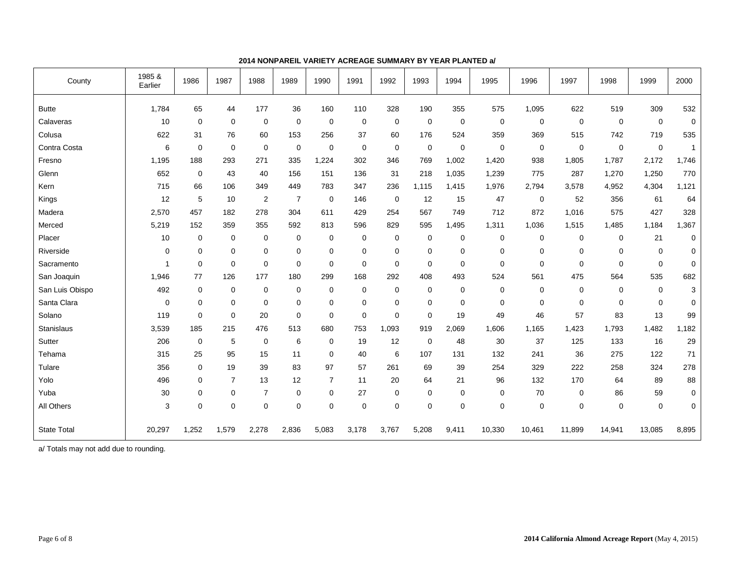**2014 NONPAREIL VARIETY ACREAGE SUMMARY BY YEAR PLANTED a/**

| County | 1985 & Earlier | 1986 | 1987 | 1988 | 1989 | 1990 | 1991 | 1992 | 1993 | 1994 | 1995 | 1996 | 1997 | 1998 | 1999 | 2000 |
|---|---|---|---|---|---|---|---|---|---|---|---|---|---|---|---|---|
| Butte | 1,784 | 65 | 44 | 177 | 36 | 160 | 110 | 328 | 190 | 355 | 575 | 1,095 | 622 | 519 | 309 | 532 |
| Calaveras | 10 | 0 | 0 | 0 | 0 | 0 | 0 | 0 | 0 | 0 | 0 | 0 | 0 | 0 | 0 | 0 |
| Colusa | 622 | 31 | 76 | 60 | 153 | 256 | 37 | 60 | 176 | 524 | 359 | 369 | 515 | 742 | 719 | 535 |
| Contra Costa | 6 | 0 | 0 | 0 | 0 | 0 | 0 | 0 | 0 | 0 | 0 | 0 | 0 | 0 | 0 | 1 |
| Fresno | 1,195 | 188 | 293 | 271 | 335 | 1,224 | 302 | 346 | 769 | 1,002 | 1,420 | 938 | 1,805 | 1,787 | 2,172 | 1,746 |
| Glenn | 652 | 0 | 43 | 40 | 156 | 151 | 136 | 31 | 218 | 1,035 | 1,239 | 775 | 287 | 1,270 | 1,250 | 770 |
| Kern | 715 | 66 | 106 | 349 | 449 | 783 | 347 | 236 | 1,115 | 1,415 | 1,976 | 2,794 | 3,578 | 4,952 | 4,304 | 1,121 |
| Kings | 12 | 5 | 10 | 2 | 7 | 0 | 146 | 0 | 12 | 15 | 47 | 0 | 52 | 356 | 61 | 64 |
| Madera | 2,570 | 457 | 182 | 278 | 304 | 611 | 429 | 254 | 567 | 749 | 712 | 872 | 1,016 | 575 | 427 | 328 |
| Merced | 5,219 | 152 | 359 | 355 | 592 | 813 | 596 | 829 | 595 | 1,495 | 1,311 | 1,036 | 1,515 | 1,485 | 1,184 | 1,367 |
| Placer | 10 | 0 | 0 | 0 | 0 | 0 | 0 | 0 | 0 | 0 | 0 | 0 | 0 | 0 | 21 | 0 |
| Riverside | 0 | 0 | 0 | 0 | 0 | 0 | 0 | 0 | 0 | 0 | 0 | 0 | 0 | 0 | 0 | 0 |
| Sacramento | 1 | 0 | 0 | 0 | 0 | 0 | 0 | 0 | 0 | 0 | 0 | 0 | 0 | 0 | 0 | 0 |
| San Joaquin | 1,946 | 77 | 126 | 177 | 180 | 299 | 168 | 292 | 408 | 493 | 524 | 561 | 475 | 564 | 535 | 682 |
| San Luis Obispo | 492 | 0 | 0 | 0 | 0 | 0 | 0 | 0 | 0 | 0 | 0 | 0 | 0 | 0 | 0 | 3 |
| Santa Clara | 0 | 0 | 0 | 0 | 0 | 0 | 0 | 0 | 0 | 0 | 0 | 0 | 0 | 0 | 0 | 0 |
| Solano | 119 | 0 | 0 | 20 | 0 | 0 | 0 | 0 | 0 | 19 | 49 | 46 | 57 | 83 | 13 | 99 |
| Stanislaus | 3,539 | 185 | 215 | 476 | 513 | 680 | 753 | 1,093 | 919 | 2,069 | 1,606 | 1,165 | 1,423 | 1,793 | 1,482 | 1,182 |
| Sutter | 206 | 0 | 5 | 0 | 6 | 0 | 19 | 12 | 0 | 48 | 30 | 37 | 125 | 133 | 16 | 29 |
| Tehama | 315 | 25 | 95 | 15 | 11 | 0 | 40 | 6 | 107 | 131 | 132 | 241 | 36 | 275 | 122 | 71 |
| Tulare | 356 | 0 | 19 | 39 | 83 | 97 | 57 | 261 | 69 | 39 | 254 | 329 | 222 | 258 | 324 | 278 |
| Yolo | 496 | 0 | 7 | 13 | 12 | 7 | 11 | 20 | 64 | 21 | 96 | 132 | 170 | 64 | 89 | 88 |
| Yuba | 30 | 0 | 0 | 7 | 0 | 0 | 27 | 0 | 0 | 0 | 0 | 70 | 0 | 86 | 59 | 0 |
| All Others | 3 | 0 | 0 | 0 | 0 | 0 | 0 | 0 | 0 | 0 | 0 | 0 | 0 | 0 | 0 | 0 |
| State Total | 20,297 | 1,252 | 1,579 | 2,278 | 2,836 | 5,083 | 3,178 | 3,767 | 5,208 | 9,411 | 10,330 | 10,461 | 11,899 | 14,941 | 13,085 | 8,895 |

a/ Totals may not add due to rounding.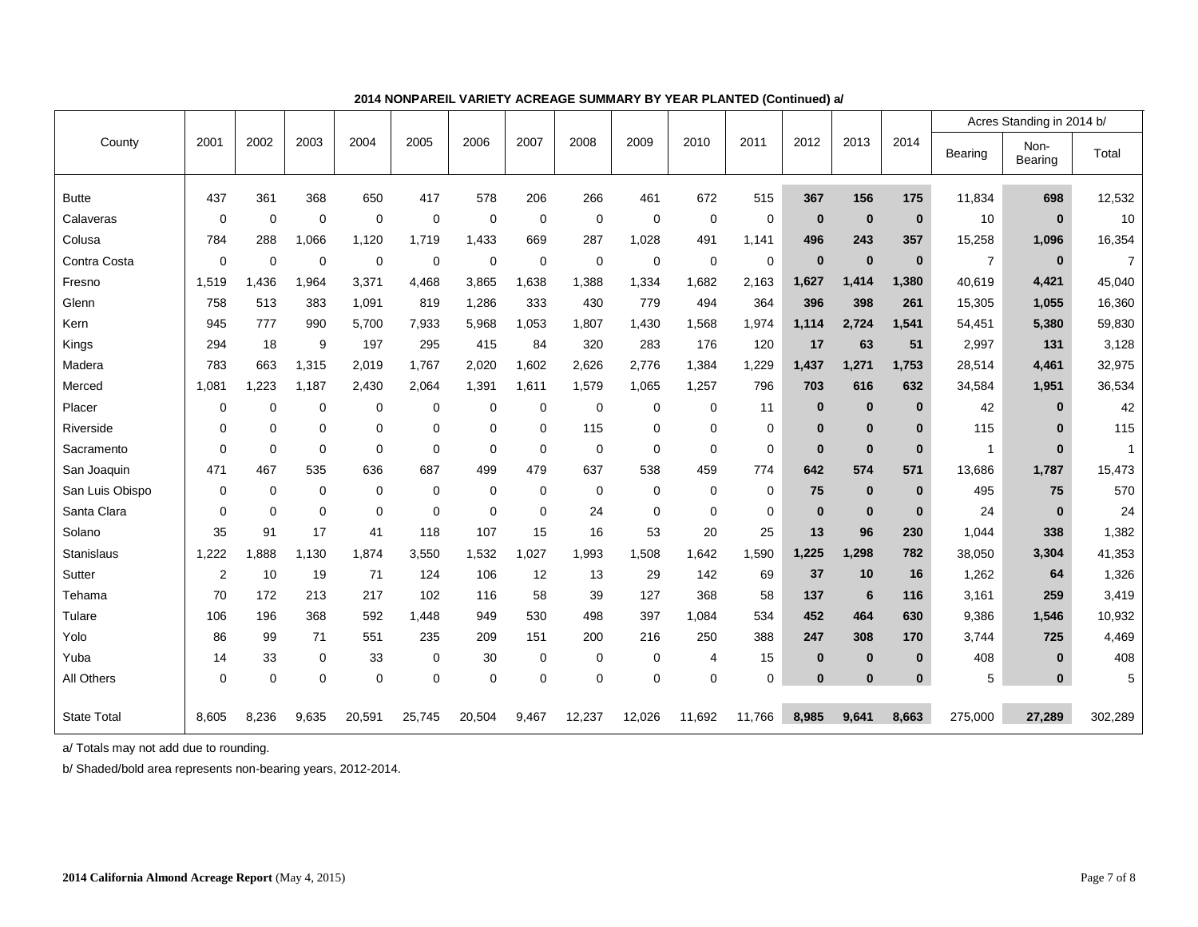**2014 NONPAREIL VARIETY ACREAGE SUMMARY BY YEAR PLANTED (Continued) a/**

| County | 2001 | 2002 | 2003 | 2004 | 2005 | 2006 | 2007 | 2008 | 2009 | 2010 | 2011 | 2012 | 2013 | 2014 | Acres Standing in 2014 b/ | | |
|---|---|---|---|---|---|---|---|---|---|---|---|---|---|---|---|---|---|
| | | | | | | | | | | | | | | | Bearing | Non-Bearing | Total |
| Butte | 437 | 361 | 368 | 650 | 417 | 578 | 206 | 266 | 461 | 672 | 515 | **367** | **156** | **175** | 11,834 | **698** | 12,532 |
| Calaveras | 0 | 0 | 0 | 0 | 0 | 0 | 0 | 0 | 0 | 0 | 0 | **0** | **0** | **0** | 10 | **0** | 10 |
| Colusa | 784 | 288 | 1,066 | 1,120 | 1,719 | 1,433 | 669 | 287 | 1,028 | 491 | 1,141 | **496** | **243** | **357** | 15,258 | **1,096** | 16,354 |
| Contra Costa | 0 | 0 | 0 | 0 | 0 | 0 | 0 | 0 | 0 | 0 | 0 | **0** | **0** | **0** | 7 | **0** | 7 |
| Fresno | 1,519 | 1,436 | 1,964 | 3,371 | 4,468 | 3,865 | 1,638 | 1,388 | 1,334 | 1,682 | 2,163 | **1,627** | **1,414** | **1,380** | 40,619 | **4,421** | 45,040 |
| Glenn | 758 | 513 | 383 | 1,091 | 819 | 1,286 | 333 | 430 | 779 | 494 | 364 | **396** | **398** | **261** | 15,305 | **1,055** | 16,360 |
| Kern | 945 | 777 | 990 | 5,700 | 7,933 | 5,968 | 1,053 | 1,807 | 1,430 | 1,568 | 1,974 | **1,114** | **2,724** | **1,541** | 54,451 | **5,380** | 59,830 |
| Kings | 294 | 18 | 9 | 197 | 295 | 415 | 84 | 320 | 283 | 176 | 120 | **17** | **63** | **51** | 2,997 | **131** | 3,128 |
| Madera | 783 | 663 | 1,315 | 2,019 | 1,767 | 2,020 | 1,602 | 2,626 | 2,776 | 1,384 | 1,229 | **1,437** | **1,271** | **1,753** | 28,514 | **4,461** | 32,975 |
| Merced | 1,081 | 1,223 | 1,187 | 2,430 | 2,064 | 1,391 | 1,611 | 1,579 | 1,065 | 1,257 | 796 | **703** | **616** | **632** | 34,584 | **1,951** | 36,534 |
| Placer | 0 | 0 | 0 | 0 | 0 | 0 | 0 | 0 | 0 | 0 | 11 | **0** | **0** | **0** | 42 | **0** | 42 |
| Riverside | 0 | 0 | 0 | 0 | 0 | 0 | 0 | 115 | 0 | 0 | 0 | **0** | **0** | **0** | 115 | **0** | 115 |
| Sacramento | 0 | 0 | 0 | 0 | 0 | 0 | 0 | 0 | 0 | 0 | 0 | **0** | **0** | **0** | 1 | **0** | 1 |
| San Joaquin | 471 | 467 | 535 | 636 | 687 | 499 | 479 | 637 | 538 | 459 | 774 | **642** | **574** | **571** | 13,686 | **1,787** | 15,473 |
| San Luis Obispo | 0 | 0 | 0 | 0 | 0 | 0 | 0 | 0 | 0 | 0 | 0 | **75** | **0** | **0** | 495 | **75** | 570 |
| Santa Clara | 0 | 0 | 0 | 0 | 0 | 0 | 0 | 24 | 0 | 0 | 0 | **0** | **0** | **0** | 24 | **0** | 24 |
| Solano | 35 | 91 | 17 | 41 | 118 | 107 | 15 | 16 | 53 | 20 | 25 | **13** | **96** | **230** | 1,044 | **338** | 1,382 |
| Stanislaus | 1,222 | 1,888 | 1,130 | 1,874 | 3,550 | 1,532 | 1,027 | 1,993 | 1,508 | 1,642 | 1,590 | **1,225** | **1,298** | **782** | 38,050 | **3,304** | 41,353 |
| Sutter | 2 | 10 | 19 | 71 | 124 | 106 | 12 | 13 | 29 | 142 | 69 | **37** | **10** | **16** | 1,262 | **64** | 1,326 |
| Tehama | 70 | 172 | 213 | 217 | 102 | 116 | 58 | 39 | 127 | 368 | 58 | **137** | **6** | **116** | 3,161 | **259** | 3,419 |
| Tulare | 106 | 196 | 368 | 592 | 1,448 | 949 | 530 | 498 | 397 | 1,084 | 534 | **452** | **464** | **630** | 9,386 | **1,546** | 10,932 |
| Yolo | 86 | 99 | 71 | 551 | 235 | 209 | 151 | 200 | 216 | 250 | 388 | **247** | **308** | **170** | 3,744 | **725** | 4,469 |
| Yuba | 14 | 33 | 0 | 33 | 0 | 30 | 0 | 0 | 0 | 4 | 15 | **0** | **0** | **0** | 408 | **0** | 408 |
| All Others | 0 | 0 | 0 | 0 | 0 | 0 | 0 | 0 | 0 | 0 | 0 | **0** | **0** | **0** | 5 | **0** | 5 |
| State Total | 8,605 | 8,236 | 9,635 | 20,591 | 25,745 | 20,504 | 9,467 | 12,237 | 12,026 | 11,692 | 11,766 | **8,985** | **9,641** | **8,663** | 275,000 | **27,289** | 302,289 |

a/ Totals may not add due to rounding.

b/ Shaded/bold area represents non-bearing years, 2012-2014.

**2014 California Almond Acreage Report** (May 4, 2015)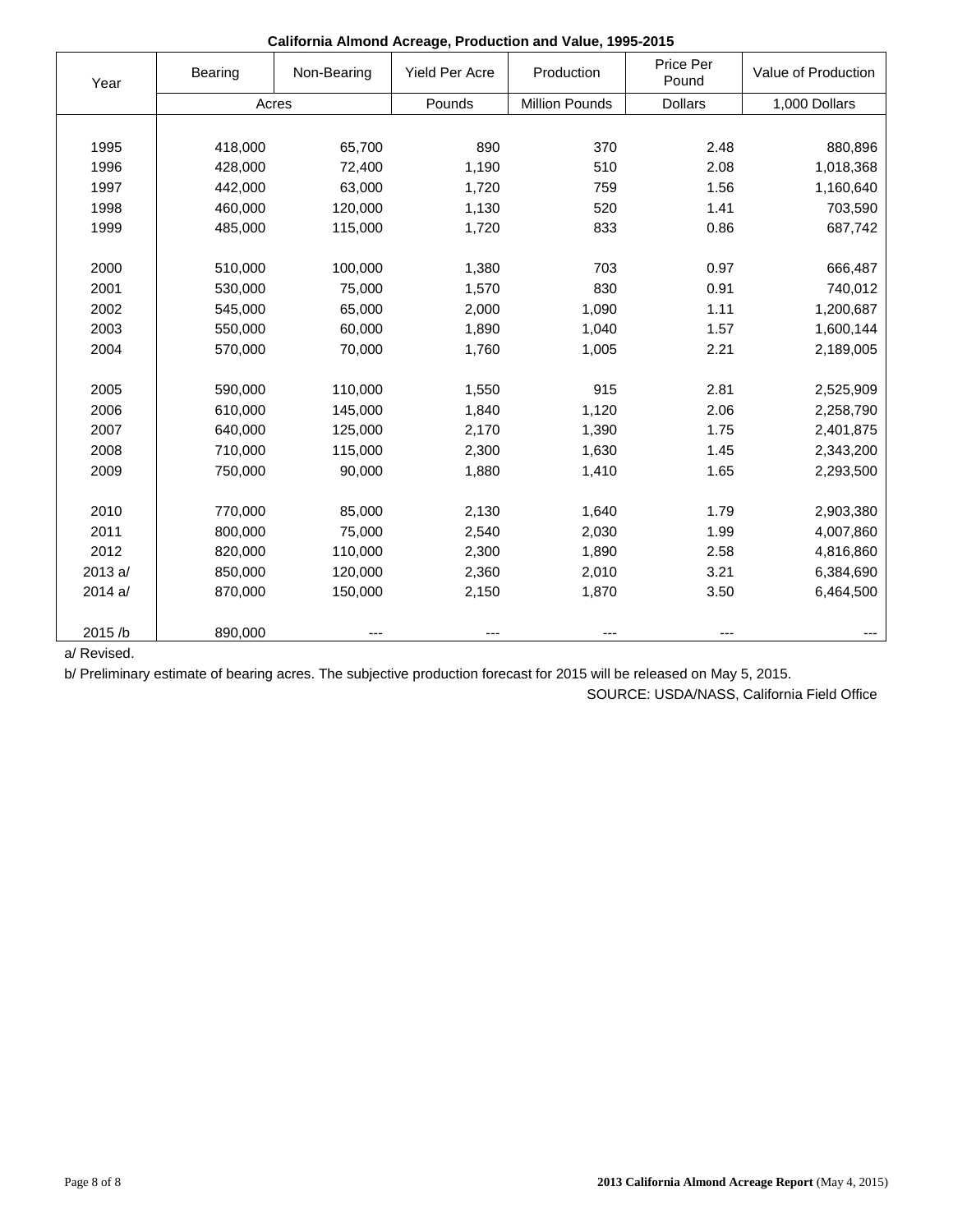**California Almond Acreage, Production and Value, 1995-2015**

| Year | Bearing | Non-Bearing | Yield Per Acre | Production | Price Per Pound | Value of Production |
|---|---|---|---|---|---|---|
| | Acres | | Pounds | Million Pounds | Dollars | 1,000 Dollars |
| 1995 | 418,000 | 65,700 | 890 | 370 | 2.48 | 880,896 |
| 1996 | 428,000 | 72,400 | 1,190 | 510 | 2.08 | 1,018,368 |
| 1997 | 442,000 | 63,000 | 1,720 | 759 | 1.56 | 1,160,640 |
| 1998 | 460,000 | 120,000 | 1,130 | 520 | 1.41 | 703,590 |
| 1999 | 485,000 | 115,000 | 1,720 | 833 | 0.86 | 687,742 |
| 2000 | 510,000 | 100,000 | 1,380 | 703 | 0.97 | 666,487 |
| 2001 | 530,000 | 75,000 | 1,570 | 830 | 0.91 | 740,012 |
| 2002 | 545,000 | 65,000 | 2,000 | 1,090 | 1.11 | 1,200,687 |
| 2003 | 550,000 | 60,000 | 1,890 | 1,040 | 1.57 | 1,600,144 |
| 2004 | 570,000 | 70,000 | 1,760 | 1,005 | 2.21 | 2,189,005 |
| 2005 | 590,000 | 110,000 | 1,550 | 915 | 2.81 | 2,525,909 |
| 2006 | 610,000 | 145,000 | 1,840 | 1,120 | 2.06 | 2,258,790 |
| 2007 | 640,000 | 125,000 | 2,170 | 1,390 | 1.75 | 2,401,875 |
| 2008 | 710,000 | 115,000 | 2,300 | 1,630 | 1.45 | 2,343,200 |
| 2009 | 750,000 | 90,000 | 1,880 | 1,410 | 1.65 | 2,293,500 |
| 2010 | 770,000 | 85,000 | 2,130 | 1,640 | 1.79 | 2,903,380 |
| 2011 | 800,000 | 75,000 | 2,540 | 2,030 | 1.99 | 4,007,860 |
| 2012 | 820,000 | 110,000 | 2,300 | 1,890 | 2.58 | 4,816,860 |
| 2013 a/ | 850,000 | 120,000 | 2,360 | 2,010 | 3.21 | 6,384,690 |
| 2014 a/ | 870,000 | 150,000 | 2,150 | 1,870 | 3.50 | 6,464,500 |
| 2015 /b | 890,000 | --- | --- | --- | --- | --- |

a/ Revised.

b/ Preliminary estimate of bearing acres. The subjective production forecast for 2015 will be released on May 5, 2015.

SOURCE: USDA/NASS, California Field Office